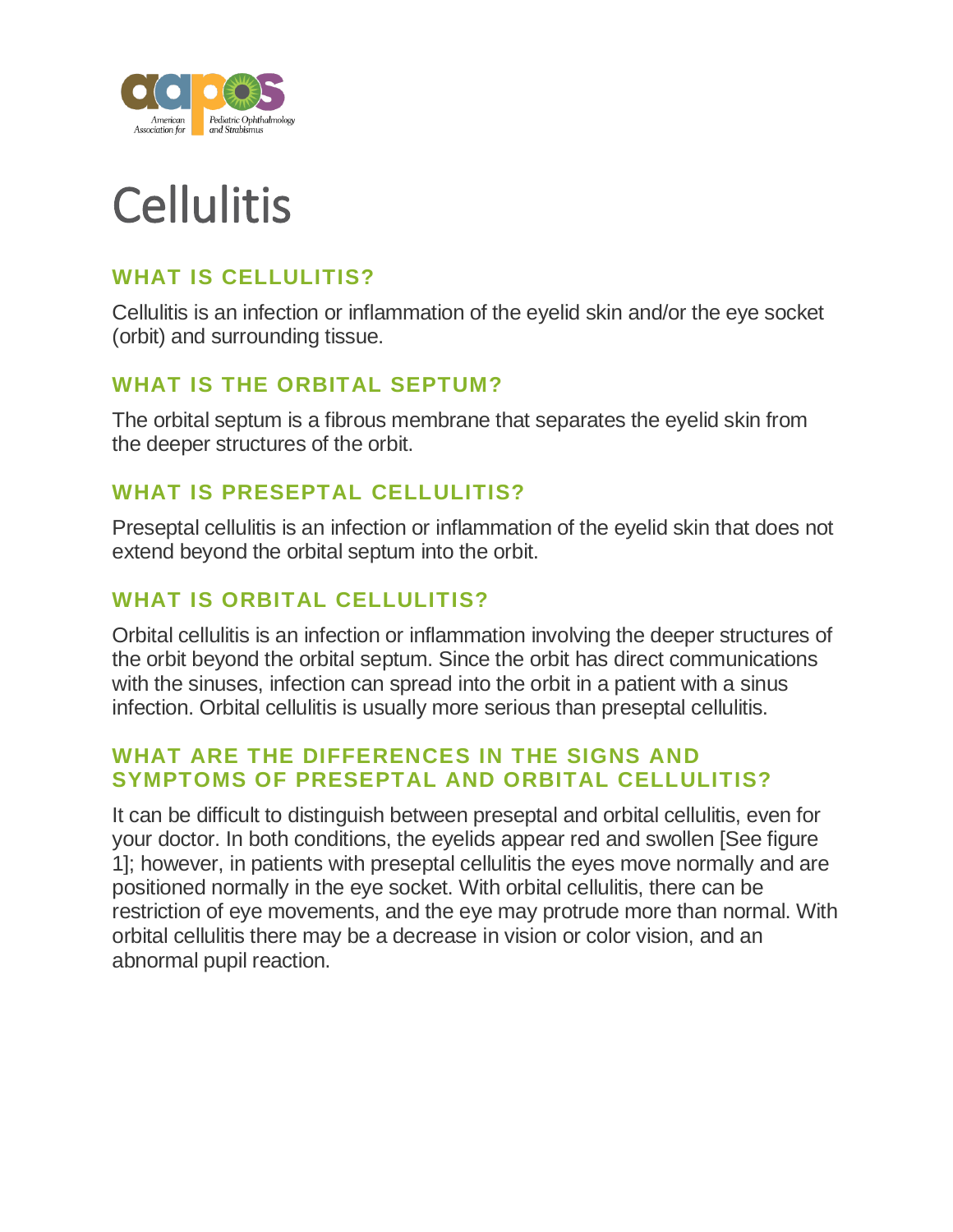# Cellulitis

## WHAT IS CELLULITIS?

Cellulitis is an infection or inflammation of the eyelid skin and/or the eye socket (orbit) and surrounding tissue.

## WHAT IS THE ORBITAL SEPTUM?

The orbital septum is a fibrous membrane that separates the eyelid skin from the deeper structures of the orbit.

## WHAT IS PRESEPTAL CELLULITIS?

Preseptal cellulitis is an infection or inflammation of the eyelid skin that does not extend beyond the orbital septum into the orbit.

## WHAT IS ORBITAL CELLULITIS?

Orbital cellulitis is an infection or inflammation involving the deeper structures of the orbit beyond the orbital septum. Since the orbit has direct communications with the sinuses, infection can spread into the orbit in a patient with a sinus infection. Orbital cellulitis is usually more serious than preseptal cellulitis.

## WHAT ARE THE DIFFERENCES IN THE SIGNS AND SYMPTOMS OF PRESEPTAL AND ORBITAL CELLULITIS?

It can be difficult to distinguish between preseptal and orbital cellulitis, even for your doctor. In both conditions, the eyelids appear red and swollen [See figure 1]; however, in patients with preseptal cellulitis the eyes move normally and are positioned normally in the eye socket. With orbital cellulitis, there can be restriction of eye movements, and the eye may protrude more than normal. With orbital cellulitis there may be a decrease in vision or color vision, and an abnormal pupil reaction.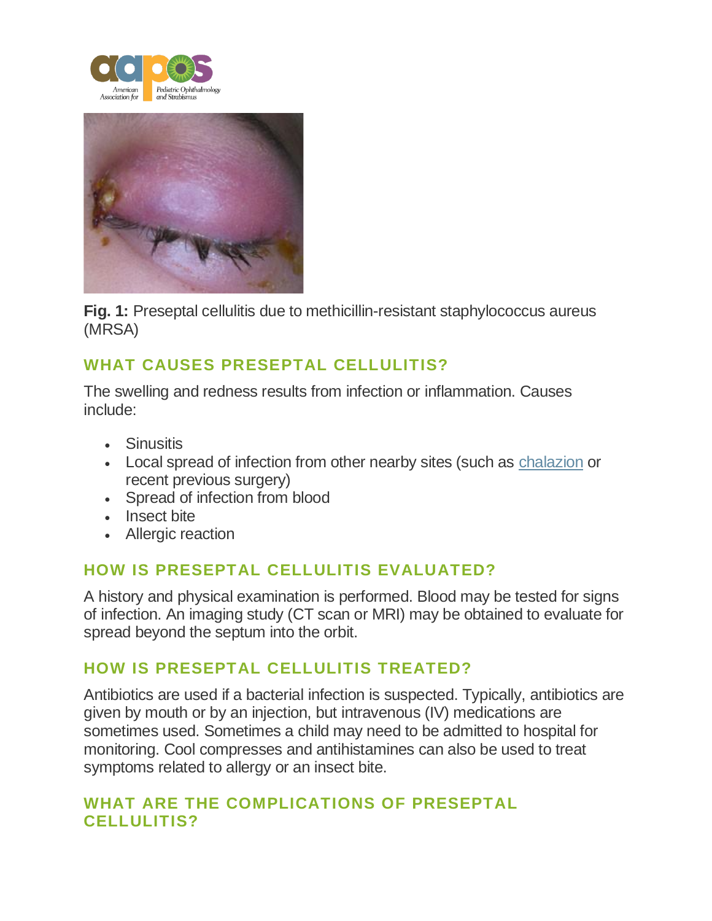**Fig. 1:** Preseptal cellulitis due to methicillin-resistant staphylococcus aureus (MRSA)

## WHAT CAUSES PRESEPTAL CELLULITIS?

The swelling and redness results from infection or inflammation. Causes include:

- Sinusitis
- Local spread of infection from other nearby sites (such as chalazion or recent previous surgery)
- Spread of infection from blood
- Insect bite
- Allergic reaction

## HOW IS PRESEPTAL CELLULITIS EVALUATED?

A history and physical examination is performed. Blood may be tested for signs of infection. An imaging study (CT scan or MRI) may be obtained to evaluate for spread beyond the septum into the orbit.

## HOW IS PRESEPTAL CELLULITIS TREATED?

Antibiotics are used if a bacterial infection is suspected. Typically, antibiotics are given by mouth or by an injection, but intravenous (IV) medications are sometimes used. Sometimes a child may need to be admitted to hospital for monitoring. Cool compresses and antihistamines can also be used to treat symptoms related to allergy or an insect bite.

## WHAT ARE THE COMPLICATIONS OF PRESEPTAL CELLULITIS?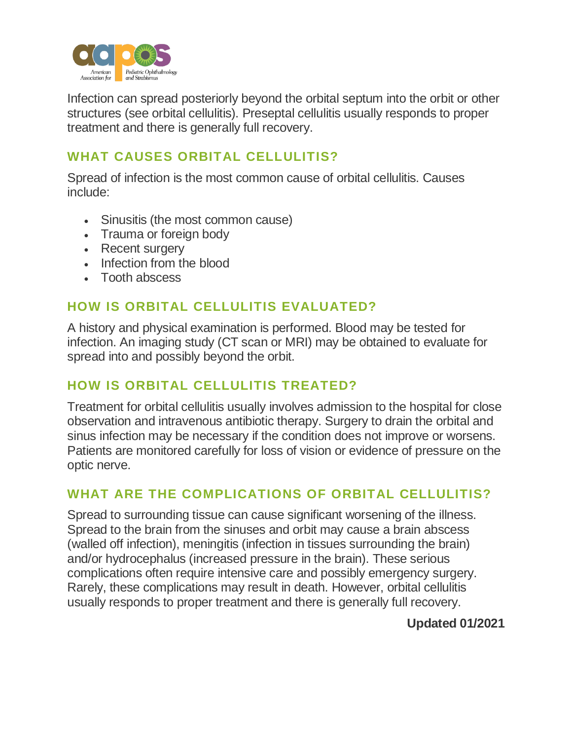Infection can spread posteriorly beyond the orbital septum into the orbit or other structures (see orbital cellulitis). Preseptal cellulitis usually responds to proper treatment and there is generally full recovery.

## WHAT CAUSES ORBITAL CELLULITIS?

Spread of infection is the most common cause of orbital cellulitis. Causes include:

- Sinusitis (the most common cause)
- Trauma or foreign body
- Recent surgery
- Infection from the blood
- Tooth abscess

## HOW IS ORBITAL CELLULITIS EVALUATED?

A history and physical examination is performed. Blood may be tested for infection. An imaging study (CT scan or MRI) may be obtained to evaluate for spread into and possibly beyond the orbit.

## HOW IS ORBITAL CELLULITIS TREATED?

Treatment for orbital cellulitis usually involves admission to the hospital for close observation and intravenous antibiotic therapy. Surgery to drain the orbital and sinus infection may be necessary if the condition does not improve or worsens. Patients are monitored carefully for loss of vision or evidence of pressure on the optic nerve.

## WHAT ARE THE COMPLICATIONS OF ORBITAL CELLULITIS?

Spread to surrounding tissue can cause significant worsening of the illness. Spread to the brain from the sinuses and orbit may cause a brain abscess (walled off infection), meningitis (infection in tissues surrounding the brain) and/or hydrocephalus (increased pressure in the brain). These serious complications often require intensive care and possibly emergency surgery. Rarely, these complications may result in death. However, orbital cellulitis usually responds to proper treatment and there is generally full recovery.

**Updated 01/2021**